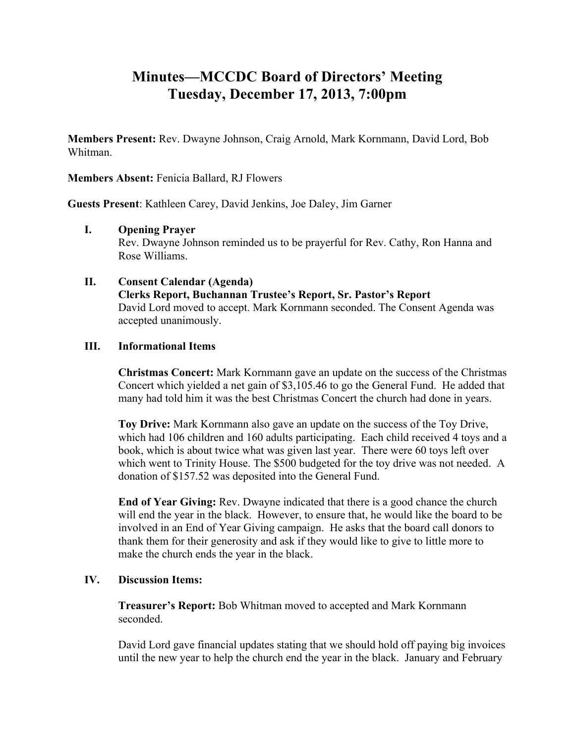# Minutes—MCCDC Board of Directors' Meeting
# Tuesday, December 17, 2013, 7:00pm

**Members Present:** Rev. Dwayne Johnson, Craig Arnold, Mark Kornmann, David Lord, Bob Whitman.

**Members Absent:** Fenicia Ballard, RJ Flowers

**Guests Present**: Kathleen Carey, David Jenkins, Joe Daley, Jim Garner

**I. Opening Prayer**

Rev. Dwayne Johnson reminded us to be prayerful for Rev. Cathy, Ron Hanna and Rose Williams.

**II. Consent Calendar (Agenda)**

**Clerks Report, Buchannan Trustee's Report, Sr. Pastor's Report**

David Lord moved to accept. Mark Kornmann seconded. The Consent Agenda was accepted unanimously.

**III. Informational Items**

**Christmas Concert:** Mark Kornmann gave an update on the success of the Christmas Concert which yielded a net gain of $3,105.46 to go the General Fund. He added that many had told him it was the best Christmas Concert the church had done in years.

**Toy Drive:** Mark Kornmann also gave an update on the success of the Toy Drive, which had 106 children and 160 adults participating. Each child received 4 toys and a book, which is about twice what was given last year. There were 60 toys left over which went to Trinity House. The $500 budgeted for the toy drive was not needed. A donation of $157.52 was deposited into the General Fund.

**End of Year Giving:** Rev. Dwayne indicated that there is a good chance the church will end the year in the black. However, to ensure that, he would like the board to be involved in an End of Year Giving campaign. He asks that the board call donors to thank them for their generosity and ask if they would like to give to little more to make the church ends the year in the black.

**IV. Discussion Items:**

**Treasurer's Report:** Bob Whitman moved to accepted and Mark Kornmann seconded.

David Lord gave financial updates stating that we should hold off paying big invoices until the new year to help the church end the year in the black. January and February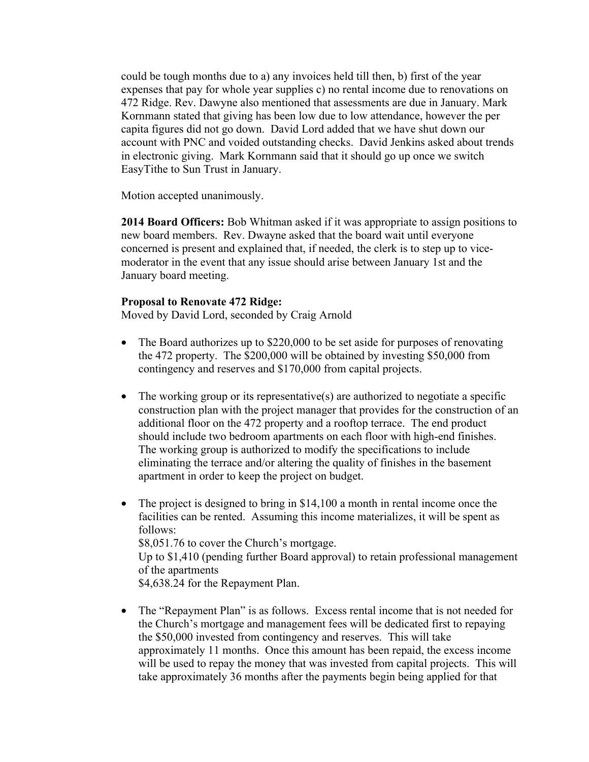could be tough months due to a) any invoices held till then, b) first of the year expenses that pay for whole year supplies c) no rental income due to renovations on 472 Ridge. Rev. Dawyne also mentioned that assessments are due in January. Mark Kornmann stated that giving has been low due to low attendance, however the per capita figures did not go down. David Lord added that we have shut down our account with PNC and voided outstanding checks. David Jenkins asked about trends in electronic giving. Mark Kornmann said that it should go up once we switch EasyTithe to Sun Trust in January.

Motion accepted unanimously.

**2014 Board Officers:** Bob Whitman asked if it was appropriate to assign positions to new board members. Rev. Dwayne asked that the board wait until everyone concerned is present and explained that, if needed, the clerk is to step up to vice-moderator in the event that any issue should arise between January 1st and the January board meeting.

**Proposal to Renovate 472 Ridge:**
Moved by David Lord, seconded by Craig Arnold

- The Board authorizes up to $220,000 to be set aside for purposes of renovating the 472 property. The $200,000 will be obtained by investing $50,000 from contingency and reserves and $170,000 from capital projects.

- The working group or its representative(s) are authorized to negotiate a specific construction plan with the project manager that provides for the construction of an additional floor on the 472 property and a rooftop terrace. The end product should include two bedroom apartments on each floor with high-end finishes. The working group is authorized to modify the specifications to include eliminating the terrace and/or altering the quality of finishes in the basement apartment in order to keep the project on budget.

- The project is designed to bring in $14,100 a month in rental income once the facilities can be rented. Assuming this income materializes, it will be spent as follows:
  $8,051.76 to cover the Church's mortgage.
  Up to $1,410 (pending further Board approval) to retain professional management of the apartments
  $4,638.24 for the Repayment Plan.

- The "Repayment Plan" is as follows. Excess rental income that is not needed for the Church's mortgage and management fees will be dedicated first to repaying the $50,000 invested from contingency and reserves. This will take approximately 11 months. Once this amount has been repaid, the excess income will be used to repay the money that was invested from capital projects. This will take approximately 36 months after the payments begin being applied for that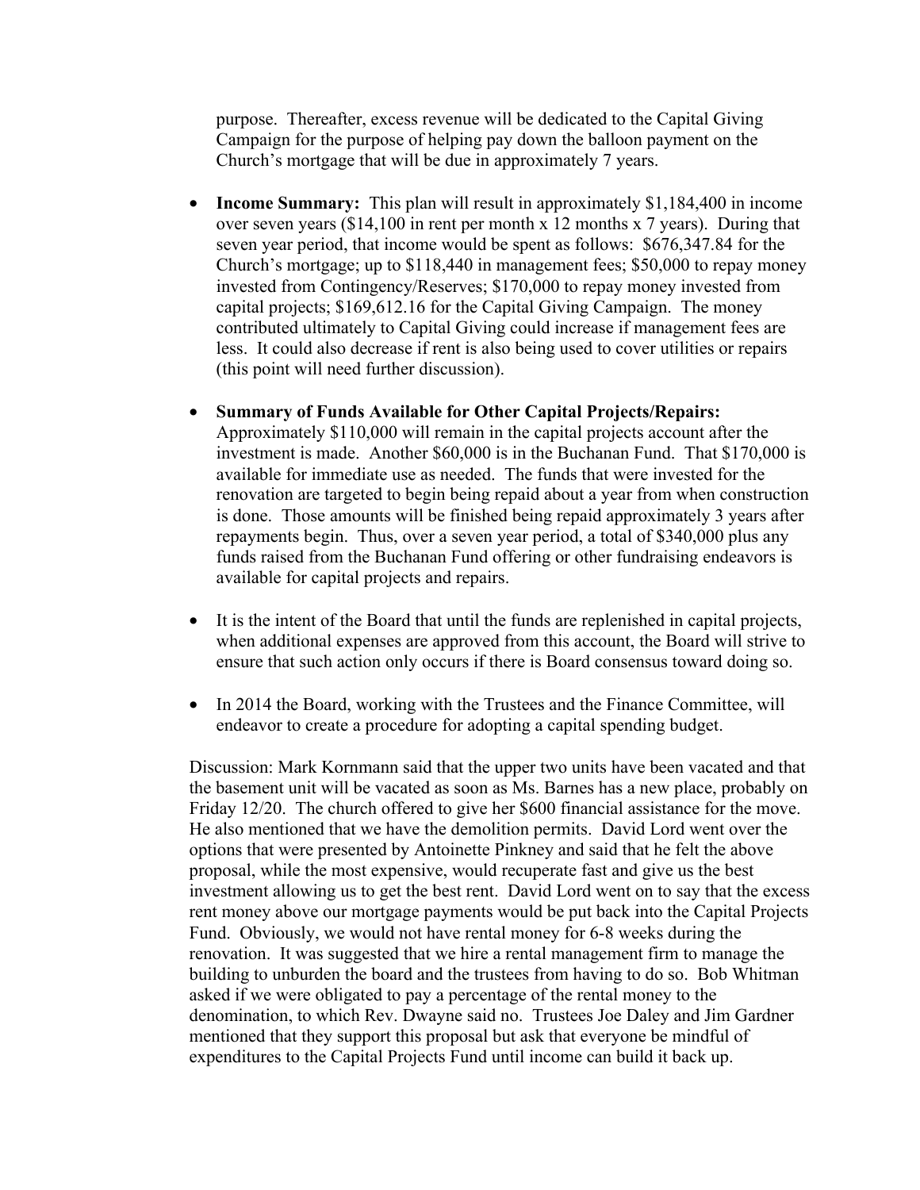purpose. Thereafter, excess revenue will be dedicated to the Capital Giving Campaign for the purpose of helping pay down the balloon payment on the Church's mortgage that will be due in approximately 7 years.

- **Income Summary:** This plan will result in approximately $1,184,400 in income over seven years ($14,100 in rent per month x 12 months x 7 years). During that seven year period, that income would be spent as follows: $676,347.84 for the Church's mortgage; up to $118,440 in management fees; $50,000 to repay money invested from Contingency/Reserves; $170,000 to repay money invested from capital projects; $169,612.16 for the Capital Giving Campaign. The money contributed ultimately to Capital Giving could increase if management fees are less. It could also decrease if rent is also being used to cover utilities or repairs (this point will need further discussion).

- **Summary of Funds Available for Other Capital Projects/Repairs:** Approximately $110,000 will remain in the capital projects account after the investment is made. Another $60,000 is in the Buchanan Fund. That $170,000 is available for immediate use as needed. The funds that were invested for the renovation are targeted to begin being repaid about a year from when construction is done. Those amounts will be finished being repaid approximately 3 years after repayments begin. Thus, over a seven year period, a total of $340,000 plus any funds raised from the Buchanan Fund offering or other fundraising endeavors is available for capital projects and repairs.

- It is the intent of the Board that until the funds are replenished in capital projects, when additional expenses are approved from this account, the Board will strive to ensure that such action only occurs if there is Board consensus toward doing so.

- In 2014 the Board, working with the Trustees and the Finance Committee, will endeavor to create a procedure for adopting a capital spending budget.

Discussion: Mark Kornmann said that the upper two units have been vacated and that the basement unit will be vacated as soon as Ms. Barnes has a new place, probably on Friday 12/20. The church offered to give her $600 financial assistance for the move. He also mentioned that we have the demolition permits. David Lord went over the options that were presented by Antoinette Pinkney and said that he felt the above proposal, while the most expensive, would recuperate fast and give us the best investment allowing us to get the best rent. David Lord went on to say that the excess rent money above our mortgage payments would be put back into the Capital Projects Fund. Obviously, we would not have rental money for 6-8 weeks during the renovation. It was suggested that we hire a rental management firm to manage the building to unburden the board and the trustees from having to do so. Bob Whitman asked if we were obligated to pay a percentage of the rental money to the denomination, to which Rev. Dwayne said no. Trustees Joe Daley and Jim Gardner mentioned that they support this proposal but ask that everyone be mindful of expenditures to the Capital Projects Fund until income can build it back up.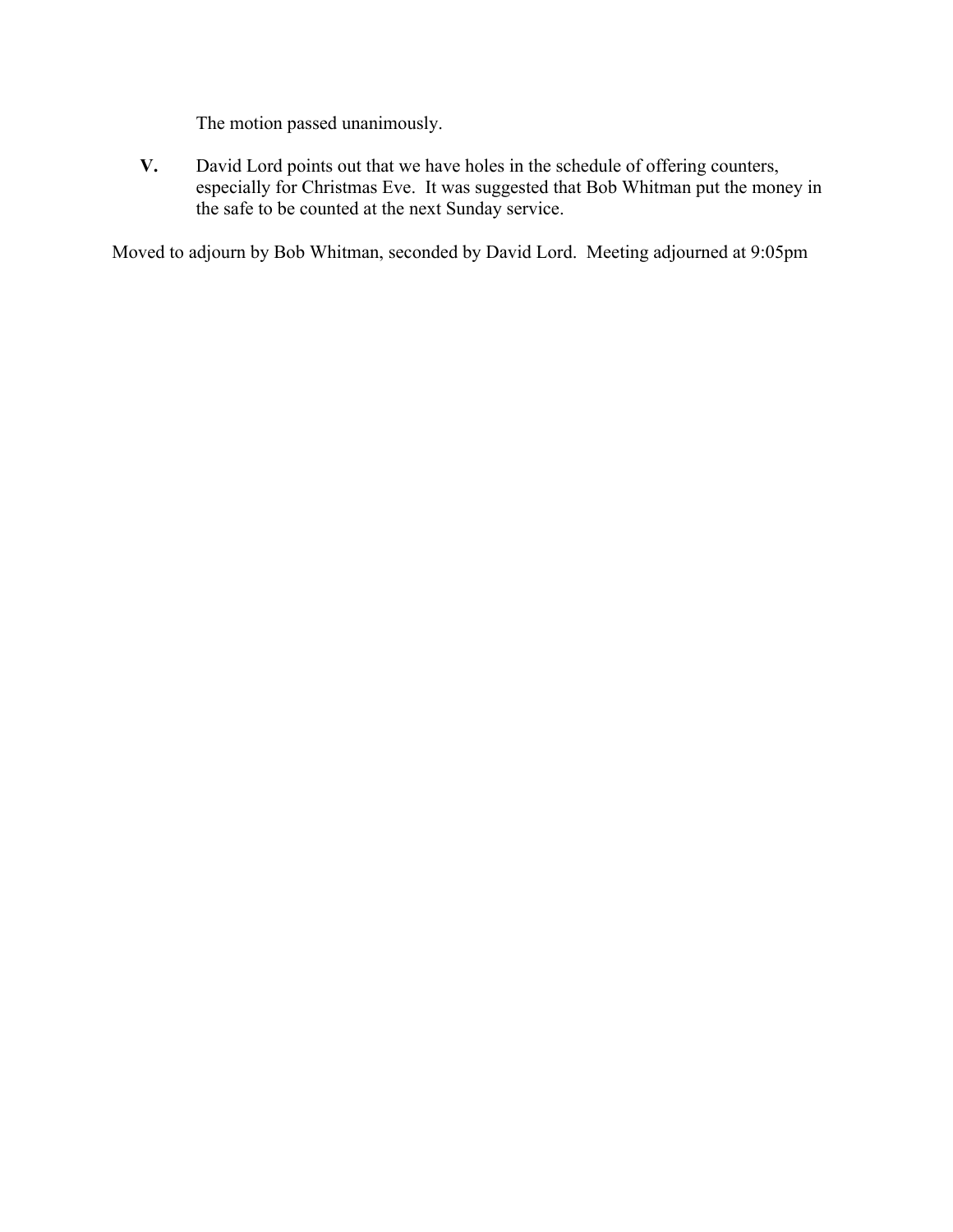The motion passed unanimously.

**V.** David Lord points out that we have holes in the schedule of offering counters, especially for Christmas Eve. It was suggested that Bob Whitman put the money in the safe to be counted at the next Sunday service.

Moved to adjourn by Bob Whitman, seconded by David Lord. Meeting adjourned at 9:05pm